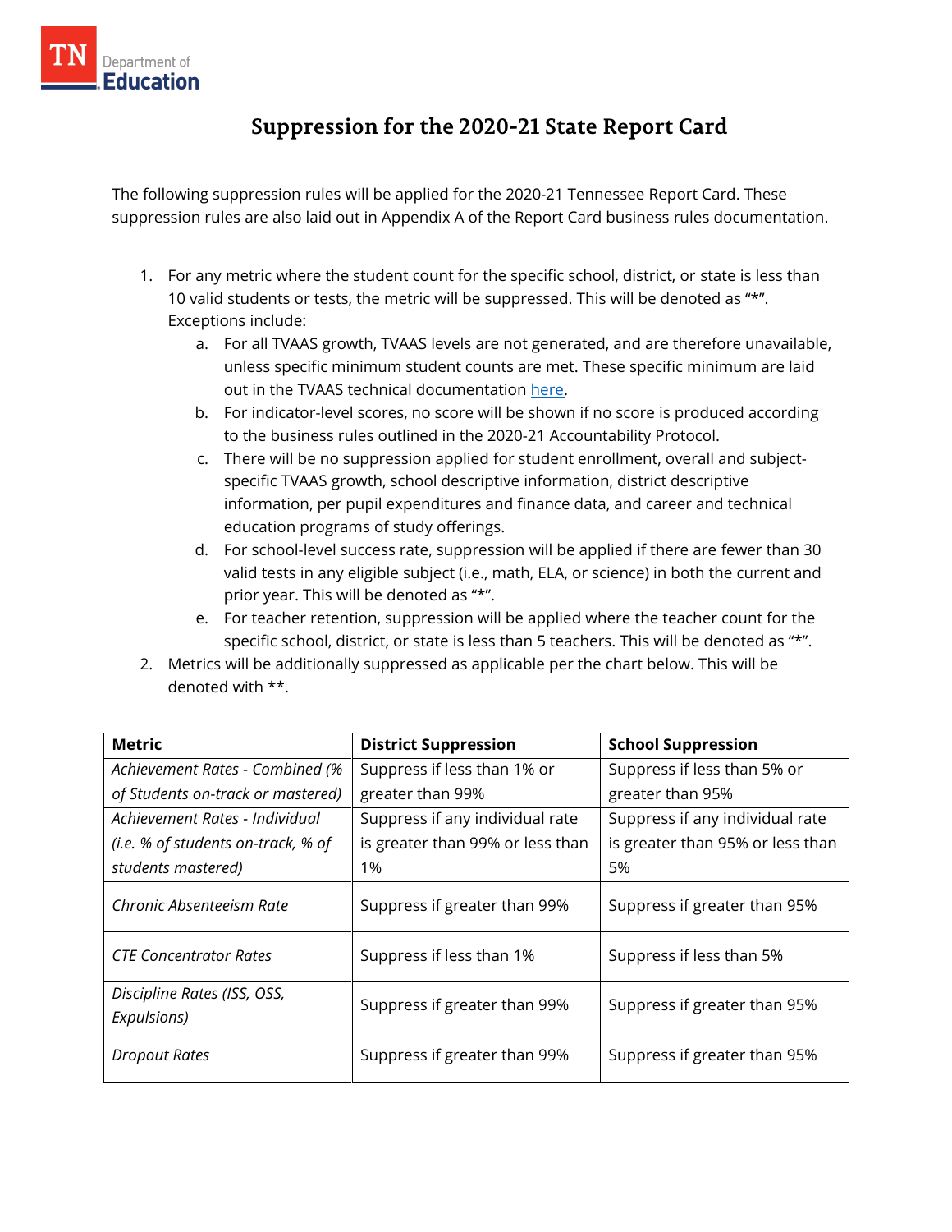# Suppression for the 2020-21 State Report Card

The following suppression rules will be applied for the 2020-21 Tennessee Report Card. These suppression rules are also laid out in Appendix A of the Report Card business rules documentation.

1. For any metric where the student count for the specific school, district, or state is less than 10 valid students or tests, the metric will be suppressed. This will be denoted as "*". Exceptions include:
   a. For all TVAAS growth, TVAAS levels are not generated, and are therefore unavailable, unless specific minimum student counts are met. These specific minimum are laid out in the TVAAS technical documentation here.
   b. For indicator-level scores, no score will be shown if no score is produced according to the business rules outlined in the 2020-21 Accountability Protocol.
   c. There will be no suppression applied for student enrollment, overall and subject-specific TVAAS growth, school descriptive information, district descriptive information, per pupil expenditures and finance data, and career and technical education programs of study offerings.
   d. For school-level success rate, suppression will be applied if there are fewer than 30 valid tests in any eligible subject (i.e., math, ELA, or science) in both the current and prior year. This will be denoted as "*".
   e. For teacher retention, suppression will be applied where the teacher count for the specific school, district, or state is less than 5 teachers. This will be denoted as "*".
2. Metrics will be additionally suppressed as applicable per the chart below. This will be denoted with **.

| Metric | District Suppression | School Suppression |
|---|---|---|
| *Achievement Rates - Combined (% of Students on-track or mastered)* | Suppress if less than 1% or greater than 99% | Suppress if less than 5% or greater than 95% |
| *Achievement Rates - Individual (i.e. % of students on-track, % of students mastered)* | Suppress if any individual rate is greater than 99% or less than 1% | Suppress if any individual rate is greater than 95% or less than 5% |
| *Chronic Absenteeism Rate* | Suppress if greater than 99% | Suppress if greater than 95% |
| *CTE Concentrator Rates* | Suppress if less than 1% | Suppress if less than 5% |
| *Discipline Rates (ISS, OSS, Expulsions)* | Suppress if greater than 99% | Suppress if greater than 95% |
| *Dropout Rates* | Suppress if greater than 99% | Suppress if greater than 95% |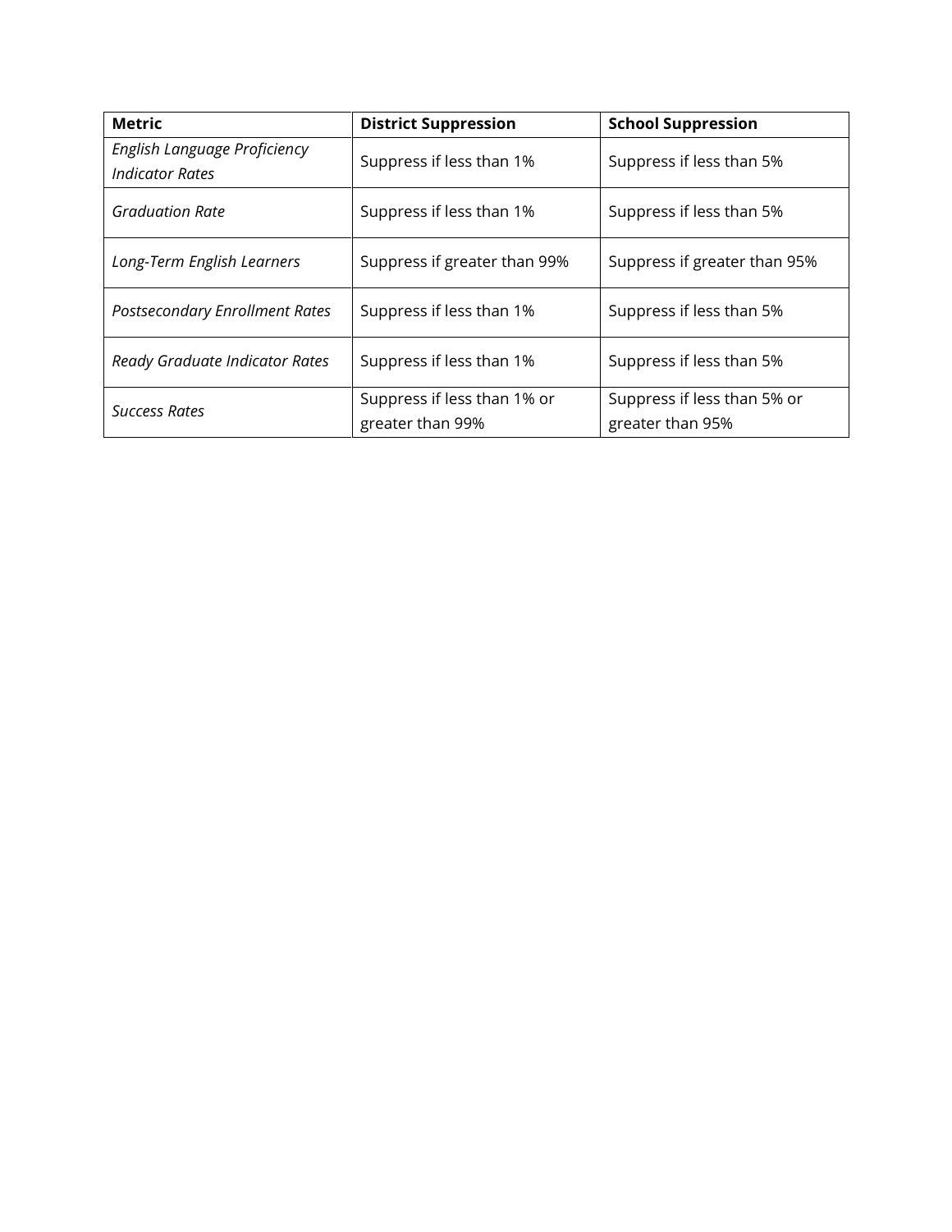| **Metric** | **District Suppression** | **School Suppression** |
| --- | --- | --- |
| *English Language Proficiency Indicator Rates* | Suppress if less than 1% | Suppress if less than 5% |
| *Graduation Rate* | Suppress if less than 1% | Suppress if less than 5% |
| *Long-Term English Learners* | Suppress if greater than 99% | Suppress if greater than 95% |
| *Postsecondary Enrollment Rates* | Suppress if less than 1% | Suppress if less than 5% |
| *Ready Graduate Indicator Rates* | Suppress if less than 1% | Suppress if less than 5% |
| *Success Rates* | Suppress if less than 1% or greater than 99% | Suppress if less than 5% or greater than 95% |